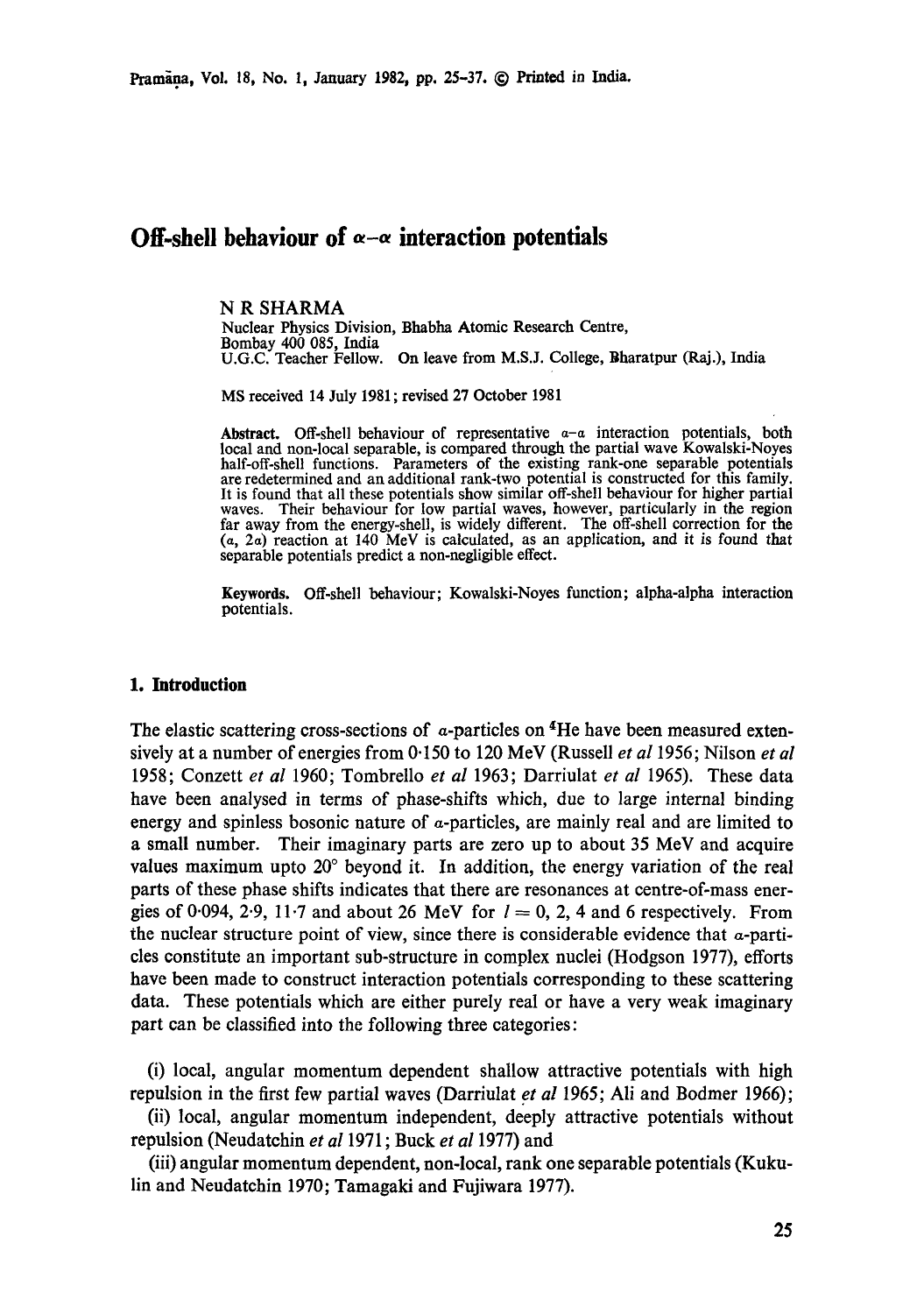# Off-shell behaviour of $\alpha$–$\alpha$ interaction potentials

N R SHARMA
Nuclear Physics Division, Bhabha Atomic Research Centre,
Bombay 400 085, India
U.G.C. Teacher Fellow. On leave from M.S.J. College, Bharatpur (Raj.), India

MS received 14 July 1981; revised 27 October 1981

**Abstract.** Off-shell behaviour of representative $\alpha$–$\alpha$ interaction potentials, both local and non-local separable, is compared through the partial wave Kowalski-Noyes half-off-shell functions. Parameters of the existing rank-one separable potentials are redetermined and an additional rank-two potential is constructed for this family. It is found that all these potentials show similar off-shell behaviour for higher partial waves. Their behaviour for low partial waves, however, particularly in the region far away from the energy-shell, is widely different. The off-shell correction for the ($\alpha$, 2$\alpha$) reaction at 140 MeV is calculated, as an application, and it is found that separable potentials predict a non-negligible effect.

**Keywords.** Off-shell behaviour; Kowalski-Noyes function; alpha-alpha interaction potentials.

## 1. Introduction

The elastic scattering cross-sections of $\alpha$-particles on $^4$He have been measured extensively at a number of energies from 0·150 to 120 MeV (Russell *et al* 1956; Nilson *et al* 1958; Conzett *et al* 1960; Tombrello *et al* 1963; Darriulat *et al* 1965). These data have been analysed in terms of phase-shifts which, due to large internal binding energy and spinless bosonic nature of $\alpha$-particles, are mainly real and are limited to a small number. Their imaginary parts are zero up to about 35 MeV and acquire values maximum upto 20° beyond it. In addition, the energy variation of the real parts of these phase shifts indicates that there are resonances at centre-of-mass energies of 0·094, 2·9, 11·7 and about 26 MeV for $l = 0$, 2, 4 and 6 respectively. From the nuclear structure point of view, since there is considerable evidence that $\alpha$-particles constitute an important sub-structure in complex nuclei (Hodgson 1977), efforts have been made to construct interaction potentials corresponding to these scattering data. These potentials which are either purely real or have a very weak imaginary part can be classified into the following three categories:

(i) local, angular momentum dependent shallow attractive potentials with high repulsion in the first few partial waves (Darriulat *et al* 1965; Ali and Bodmer 1966);

(ii) local, angular momentum independent, deeply attractive potentials without repulsion (Neudatchin *et al* 1971; Buck *et al* 1977) and

(iii) angular momentum dependent, non-local, rank one separable potentials (Kukulin and Neudatchin 1970; Tamagaki and Fujiwara 1977).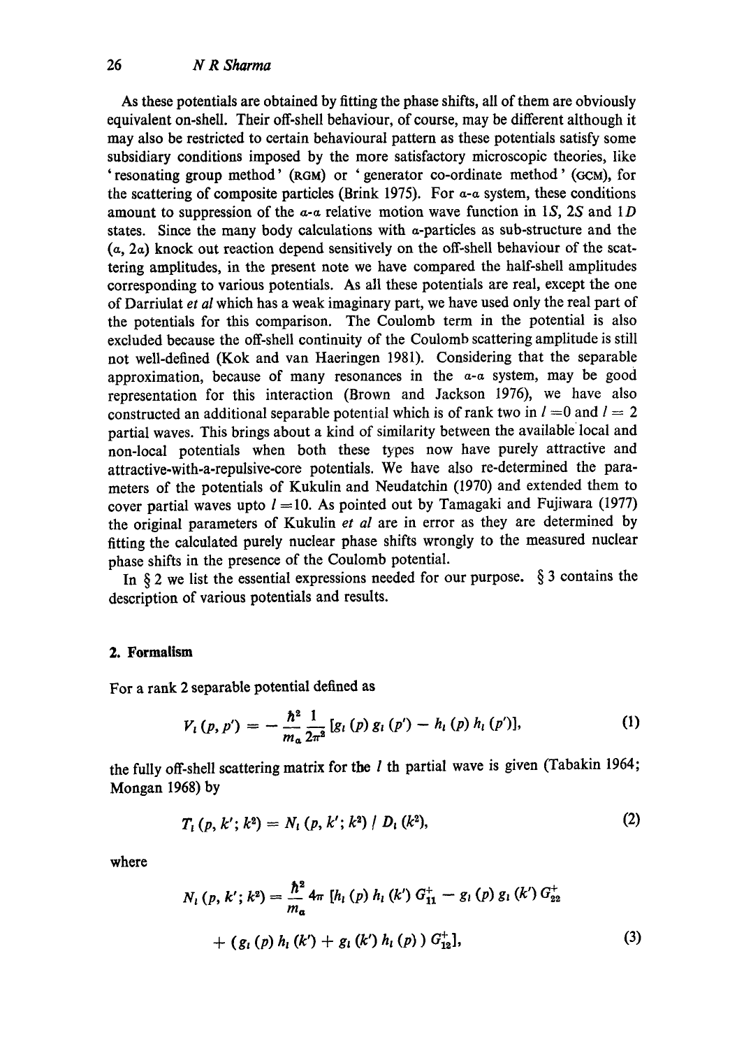As these potentials are obtained by fitting the phase shifts, all of them are obviously equivalent on-shell. Their off-shell behaviour, of course, may be different although it may also be restricted to certain behavioural pattern as these potentials satisfy some subsidiary conditions imposed by the more satisfactory microscopic theories, like 'resonating group method' (RGM) or 'generator co-ordinate method' (GCM), for the scattering of composite particles (Brink 1975). For $\alpha$-$\alpha$ system, these conditions amount to suppression of the $\alpha$-$\alpha$ relative motion wave function in $1S$, $2S$ and $1D$ states. Since the many body calculations with $\alpha$-particles as sub-structure and the $(\alpha, 2\alpha)$ knock out reaction depend sensitively on the off-shell behaviour of the scattering amplitudes, in the present note we have compared the half-shell amplitudes corresponding to various potentials. As all these potentials are real, except the one of Darriulat *et al* which has a weak imaginary part, we have used only the real part of the potentials for this comparison. The Coulomb term in the potential is also excluded because the off-shell continuity of the Coulomb scattering amplitude is still not well-defined (Kok and van Haeringen 1981). Considering that the separable approximation, because of many resonances in the $\alpha$-$\alpha$ system, may be good representation for this interaction (Brown and Jackson 1976), we have also constructed an additional separable potential which is of rank two in $l = 0$ and $l = 2$ partial waves. This brings about a kind of similarity between the available local and non-local potentials when both these types now have purely attractive and attractive-with-a-repulsive-core potentials. We have also re-determined the parameters of the potentials of Kukulin and Neudatchin (1970) and extended them to cover partial waves upto $l = 10$. As pointed out by Tamagaki and Fujiwara (1977) the original parameters of Kukulin *et al* are in error as they are determined by fitting the calculated purely nuclear phase shifts wrongly to the measured nuclear phase shifts in the presence of the Coulomb potential.

In § 2 we list the essential expressions needed for our purpose. § 3 contains the description of various potentials and results.

## 2. Formalism

For a rank 2 separable potential defined as

$$V_l(p, p') = -\frac{\hbar^2}{m_\alpha}\frac{1}{2\pi^2}[g_l(p)\, g_l(p') - h_l(p)\, h_l(p')], \tag{1}$$

the fully off-shell scattering matrix for the $l$ th partial wave is given (Tabakin 1964; Mongan 1968) by

$$T_l(p, k'; k^2) = N_l(p, k'; k^2) \,/\, D_l(k^2), \tag{2}$$

where

$$N_l(p, k'; k^2) = \frac{\hbar^2}{m_\alpha} 4\pi \,[h_l(p)\, h_l(k')\, G_{11}^{+} - g_l(p)\, g_l(k')\, G_{22}^{+}$$

$$+ (g_l(p)\, h_l(k') + g_l(k')\, h_l(p))\, G_{12}^{+}], \tag{3}$$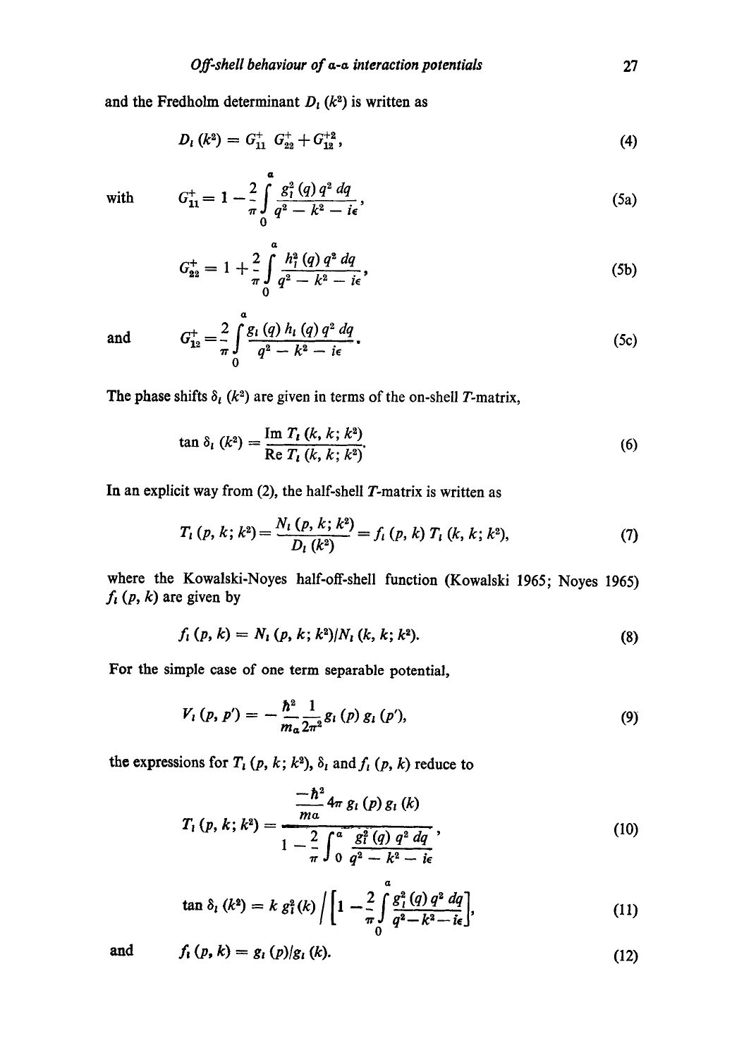and the Fredholm determinant $D_l(k^2)$ is written as

$$D_l(k^2) = G_{11}^+ \, G_{22}^+ + G_{12}^{+2}, \tag{4}$$

with
$$G_{11}^+ = 1 - \frac{2}{\pi} \int_0^a \frac{g_l^2(q)\, q^2\, dq}{q^2 - k^2 - i\epsilon}, \tag{5a}$$

$$G_{22}^+ = 1 + \frac{2}{\pi} \int_0^a \frac{h_l^2(q)\, q^2\, dq}{q^2 - k^2 - i\epsilon}, \tag{5b}$$

and
$$G_{12}^+ = \frac{2}{\pi} \int_0^a \frac{g_l(q)\, h_l(q)\, q^2\, dq}{q^2 - k^2 - i\epsilon}. \tag{5c}$$

The phase shifts $\delta_l(k^2)$ are given in terms of the on-shell $T$-matrix,

$$\tan \delta_l(k^2) = \frac{\operatorname{Im} T_l(k, k; k^2)}{\operatorname{Re} T_l(k, k; k^2)}. \tag{6}$$

In an explicit way from (2), the half-shell $T$-matrix is written as

$$T_l(p, k; k^2) = \frac{N_l(p, k; k^2)}{D_l(k^2)} = f_l(p, k)\, T_l(k, k; k^2), \tag{7}$$

where the Kowalski-Noyes half-off-shell function (Kowalski 1965; Noyes 1965) $f_l(p, k)$ are given by

$$f_l(p, k) = N_l(p, k; k^2)/N_l(k, k; k^2). \tag{8}$$

For the simple case of one term separable potential,

$$V_l(p, p') = -\frac{\hbar^2}{m_\alpha} \frac{1}{2\pi^2} g_l(p)\, g_l(p'), \tag{9}$$

the expressions for $T_l(p, k; k^2)$, $\delta_l$ and $f_l(p, k)$ reduce to

$$T_l(p, k; k^2) = \frac{\dfrac{-\hbar^2}{m\alpha} 4\pi\, g_l(p)\, g_l(k)}{1 - \dfrac{2}{\pi} \displaystyle\int_0^a \frac{g_l^2(q)\, q^2\, dq}{q^2 - k^2 - i\epsilon}}, \tag{10}$$

$$\tan \delta_l(k^2) = k\, g_l^2(k) \Big/ \left[1 - \frac{2}{\pi} \int_0^a \frac{g_l^2(q)\, q^2\, dq}{q^2 - k^2 - i\epsilon}\right], \tag{11}$$

and
$$f_l(p, k) = g_l(p)/g_l(k). \tag{12}$$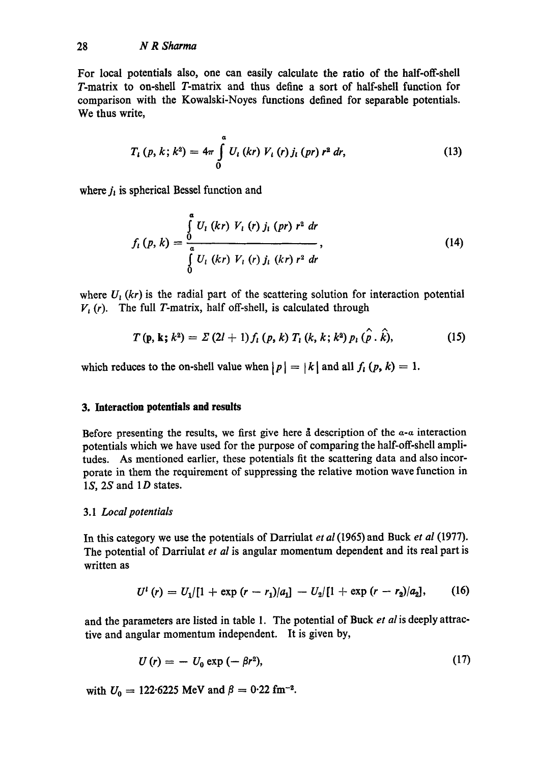For local potentials also, one can easily calculate the ratio of the half-off-shell $T$-matrix to on-shell $T$-matrix and thus define a sort of half-shell function for comparison with the Kowalski-Noyes functions defined for separable potentials. We thus write,

$$T_l(p, k; k^2) = 4\pi \int_0^a U_l(kr) V_l(r) j_l(pr) r^2 dr, \tag{13}$$

where $j_l$ is spherical Bessel function and

$$f_l(p, k) = \frac{\int_0^a U_l(kr) V_l(r) j_l(pr) r^2 dr}{\int_0^a U_l(kr) V_l(r) j_l(kr) r^2 dr}, \tag{14}$$

where $U_l(kr)$ is the radial part of the scattering solution for interaction potential $V_l(r)$. The full $T$-matrix, half off-shell, is calculated through

$$T(\mathbf{p}, \mathbf{k}; k^2) = \Sigma (2l+1) f_l(p, k) T_l(k, k; k^2) p_l(\hat{p} \cdot \hat{k}), \tag{15}$$

which reduces to the on-shell value when $|p| = |k|$ and all $f_l(p, k) = 1$.

## 3. Interaction potentials and results

Before presenting the results, we first give here a description of the $\alpha$-$\alpha$ interaction potentials which we have used for the purpose of comparing the half-off-shell amplitudes. As mentioned earlier, these potentials fit the scattering data and also incorporate in them the requirement of suppressing the relative motion wave function in $1S$, $2S$ and $1D$ states.

### 3.1 *Local potentials*

In this category we use the potentials of Darriulat *et al* (1965) and Buck *et al* (1977). The potential of Darriulat *et al* is angular momentum dependent and its real part is written as

$$U^l(r) = U_1/[1 + \exp(r - r_1)/a_1] - U_2/[1 + \exp(r - r_2)/a_2], \tag{16}$$

and the parameters are listed in table 1. The potential of Buck *et al* is deeply attractive and angular momentum independent. It is given by,

$$U(r) = - U_0 \exp(-\beta r^2), \tag{17}$$

with $U_0 = 122{\cdot}6225$ MeV and $\beta = 0{\cdot}22$ fm$^{-2}$.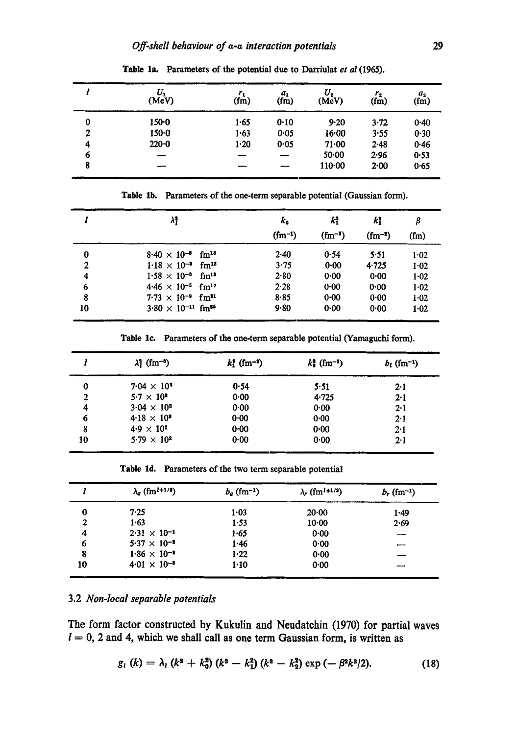Table 1a. Parameters of the potential due to Darriulat *et al* (1965).

| $l$ | $U_1$ (MeV) | $r_1$ (fm) | $a_1$ (fm) | $U_2$ (MeV) | $r_2$ (fm) | $a_2$ (fm) |
|---|---|---|---|---|---|---|
| 0 | 150·0 | 1·65 | 0·10 | 9·20 | 3·72 | 0·40 |
| 2 | 150·0 | 1·63 | 0·05 | 16·00 | 3·55 | 0·30 |
| 4 | 220·0 | 1·20 | 0·05 | 71·00 | 2·48 | 0·46 |
| 6 | — | — | — | 50·00 | 2·96 | 0·53 |
| 8 | — | — | — | 110·00 | 2·00 | 0·65 |

Table 1b. Parameters of the one-term separable potential (Gaussian form).

| $l$ | $\lambda_l^2$ | $k_0$ (fm$^{-1}$) | $k_1^2$ (fm$^{-2}$) | $k_2^2$ (fm$^{-2}$) | $\beta$ (fm) |
|---|---|---|---|---|---|
| 0 | $8·40 \times 10^{-3}$ fm$^{13}$ | 2·40 | 0·54 | 5·51 | 1·02 |
| 2 | $1·18 \times 10^{-3}$ fm$^{13}$ | 3·75 | 0·00 | 4·725 | 1·02 |
| 4 | $1·58 \times 10^{-3}$ fm$^{13}$ | 2·80 | 0·00 | 0·00 | 1·02 |
| 6 | $4·46 \times 10^{-5}$ fm$^{17}$ | 2·28 | 0·00 | 0·00 | 1·02 |
| 8 | $7·73 \times 10^{-9}$ fm$^{21}$ | 8·85 | 0·00 | 0·00 | 1·02 |
| 10 | $3·80 \times 10^{-11}$ fm$^{25}$ | 9·80 | 0·00 | 0·00 | 1·02 |

Table 1c. Parameters of the one-term separable potential (Yamaguchi form).

| $l$ | $\lambda_l^2$ (fm$^{-3}$) | $k_1^2$ (fm$^{-2}$) | $k_2^2$ (fm$^{-2}$) | $b_l$ (fm$^{-1}$) |
|---|---|---|---|---|
| 0 | $7·04 \times 10^{3}$ | 0·54 | 5·51 | 2·1 |
| 2 | $5·7 \times 10^{3}$ | 0·00 | 4·725 | 2·1 |
| 4 | $3·04 \times 10^{2}$ | 0·00 | 0·00 | 2·1 |
| 6 | $4·18 \times 10^{3}$ | 0·00 | 0·00 | 2·1 |
| 8 | $4·9 \times 10^{3}$ | 0·00 | 0·00 | 2·1 |
| 10 | $5·79 \times 10^{2}$ | 0·00 | 0·00 | 2·1 |

Table 1d. Parameters of the two term separable potential

| $l$ | $\lambda_a$ (fm$^{l+1/2}$) | $b_a$ (fm$^{-1}$) | $\lambda_r$ (fm$^{l+1/2}$) | $b_r$ (fm$^{-1}$) |
|---|---|---|---|---|
| 0 | 7·25 | 1·03 | 20·00 | 1·49 |
| 2 | 1·63 | 1·53 | 10·00 | 2·69 |
| 4 | $2·31 \times 10^{-1}$ | 1·65 | 0·00 | — |
| 6 | $5·37 \times 10^{-2}$ | 1·46 | 0·00 | — |
| 8 | $1·86 \times 10^{-2}$ | 1·22 | 0·00 | — |
| 10 | $4·01 \times 10^{-3}$ | 1·10 | 0·00 | — |

### 3.2 *Non-local separable potentials*

The form factor constructed by Kukulin and Neudatchin (1970) for partial waves $l = 0$, 2 and 4, which we shall call as one term Gaussian form, is written as

$$g_l(k) = \lambda_l (k^2 + k_0^2)(k^2 - k_1^2)(k^2 - k_2^2) \exp(-\beta^2 k^2/2). \quad (18)$$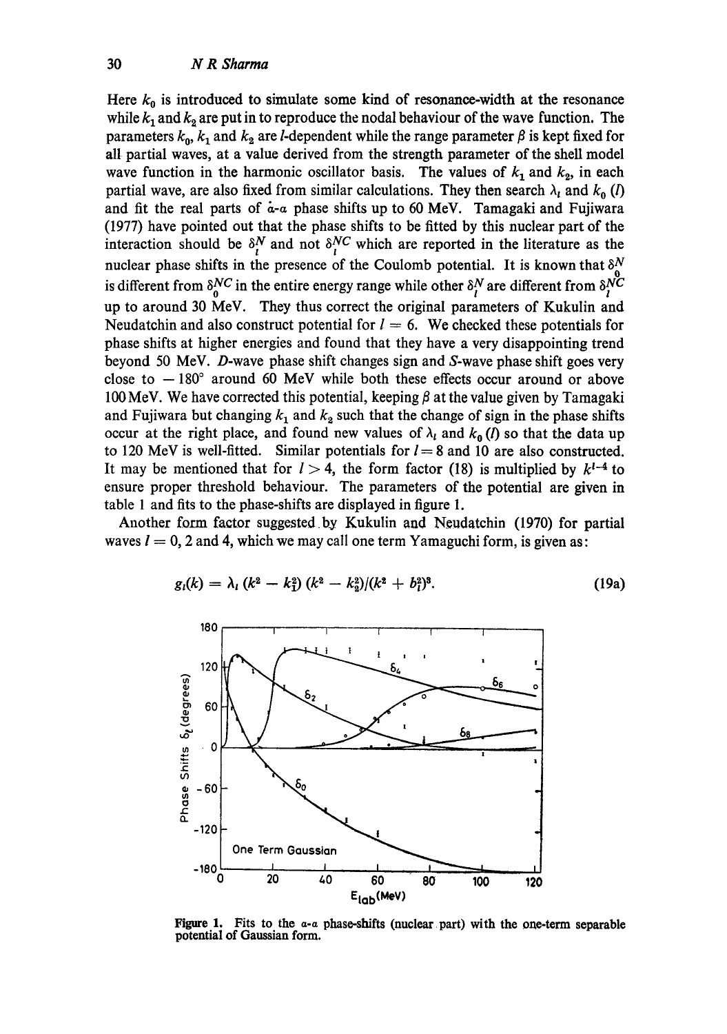Here $k_0$ is introduced to simulate some kind of resonance-width at the resonance while $k_1$ and $k_2$ are put in to reproduce the nodal behaviour of the wave function. The parameters $k_0$, $k_1$ and $k_2$ are $l$-dependent while the range parameter $\beta$ is kept fixed for all partial waves, at a value derived from the strength parameter of the shell model wave function in the harmonic oscillator basis. The values of $k_1$ and $k_2$, in each partial wave, are also fixed from similar calculations. They then search $\lambda_l$ and $k_0$ ($l$) and fit the real parts of $\alpha$-$\alpha$ phase shifts up to 60 MeV. Tamagaki and Fujiwara (1977) have pointed out that the phase shifts to be fitted by this nuclear part of the interaction should be $\delta_l^N$ and not $\delta_l^{NC}$ which are reported in the literature as the nuclear phase shifts in the presence of the Coulomb potential. It is known that $\delta_0^N$ is different from $\delta_0^{NC}$ in the entire energy range while other $\delta_l^N$ are different from $\delta_l^{NC}$ up to around 30 MeV. They thus correct the original parameters of Kukulin and Neudatchin and also construct potential for $l = 6$. We checked these potentials for phase shifts at higher energies and found that they have a very disappointing trend beyond 50 MeV. $D$-wave phase shift changes sign and $S$-wave phase shift goes very close to $-180°$ around 60 MeV while both these effects occur around or above 100 MeV. We have corrected this potential, keeping $\beta$ at the value given by Tamagaki and Fujiwara but changing $k_1$ and $k_2$ such that the change of sign in the phase shifts occur at the right place, and found new values of $\lambda_l$ and $k_0$ ($l$) so that the data up to 120 MeV is well-fitted. Similar potentials for $l = 8$ and 10 are also constructed. It may be mentioned that for $l > 4$, the form factor (18) is multiplied by $k^{l-4}$ to ensure proper threshold behaviour. The parameters of the potential are given in table 1 and fits to the phase-shifts are displayed in figure 1.

Another form factor suggested by Kukulin and Neudatchin (1970) for partial waves $l = 0$, 2 and 4, which we may call one term Yamaguchi form, is given as:

$$g_l(k) = \lambda_l\,(k^2 - k_1^2)\,(k^2 - k_2^2)/(k^2 + b_l^2)^3. \tag{19a}$$

**Figure 1.** Fits to the $\alpha$-$\alpha$ phase-shifts (nuclear part) with the one-term separable potential of Gaussian form.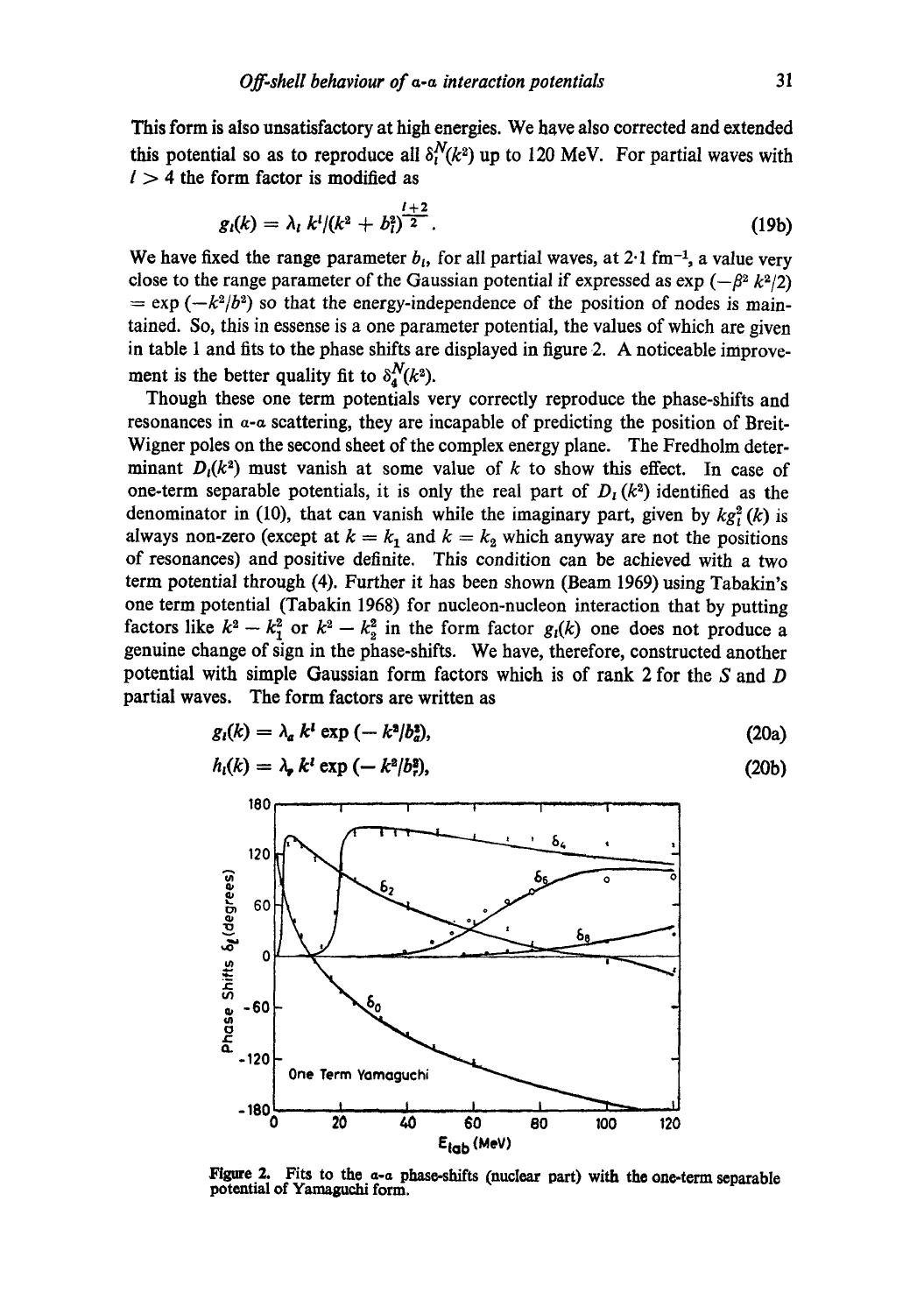This form is also unsatisfactory at high energies. We have also corrected and extended this potential so as to reproduce all $\delta_l^N(k^2)$ up to 120 MeV. For partial waves with $l > 4$ the form factor is modified as

$$g_l(k) = \lambda_l \, k^l/(k^2 + b_l^2)^{\frac{l+2}{2}}. \tag{19b}$$

We have fixed the range parameter $b_l$, for all partial waves, at 2·1 fm$^{-1}$, a value very close to the range parameter of the Gaussian potential if expressed as $\exp(-\beta^2 k^2/2) = \exp(-k^2/b^2)$ so that the energy-independence of the position of nodes is maintained. So, this in essense is a one parameter potential, the values of which are given in table 1 and fits to the phase shifts are displayed in figure 2. A noticeable improvement is the better quality fit to $\delta_4^N(k^2)$.

Though these one term potentials very correctly reproduce the phase-shifts and resonances in $\alpha$-$\alpha$ scattering, they are incapable of predicting the position of Breit-Wigner poles on the second sheet of the complex energy plane. The Fredholm determinant $D_l(k^2)$ must vanish at some value of $k$ to show this effect. In case of one-term separable potentials, it is only the real part of $D_l(k^2)$ identified as the denominator in (10), that can vanish while the imaginary part, given by $kg_l^2(k)$ is always non-zero (except at $k = k_1$ and $k = k_2$ which anyway are not the positions of resonances) and positive definite. This condition can be achieved with a two term potential through (4). Further it has been shown (Beam 1969) using Tabakin's one term potential (Tabakin 1968) for nucleon-nucleon interaction that by putting factors like $k^2 - k_1^2$ or $k^2 - k_2^2$ in the form factor $g_l(k)$ one does not produce a genuine change of sign in the phase-shifts. We have, therefore, constructed another potential with simple Gaussian form factors which is of rank 2 for the $S$ and $D$ partial waves. The form factors are written as

$$g_l(k) = \lambda_a \, k^l \exp(-k^2/b_a^2), \tag{20a}$$

$$h_l(k) = \lambda_r \, k^l \exp(-k^2/b_r^2), \tag{20b}$$

**Figure 2.** Fits to the $\alpha$-$\alpha$ phase-shifts (nuclear part) with the one-term separable potential of Yamaguchi form.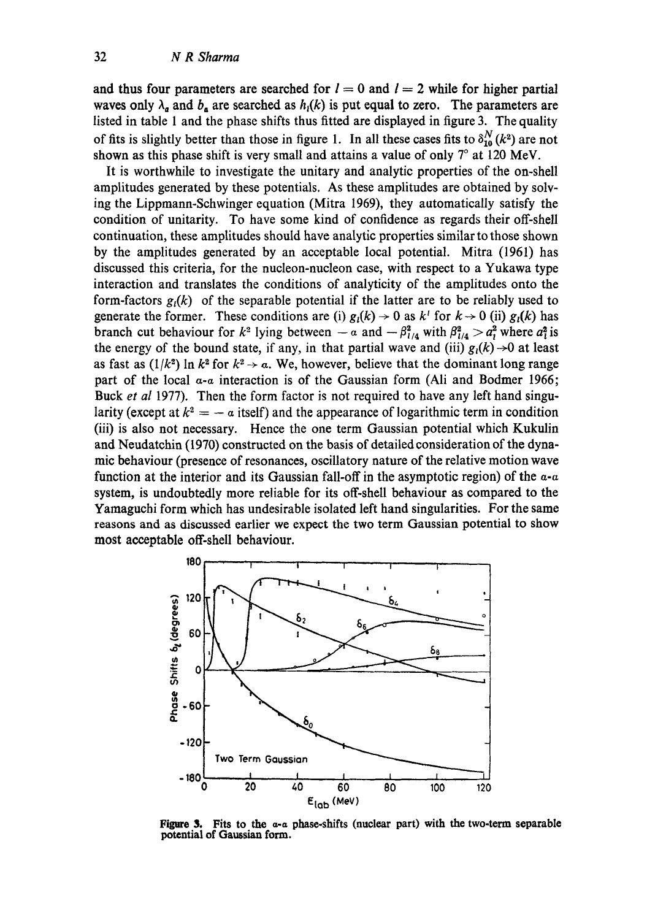and thus four parameters are searched for $l = 0$ and $l = 2$ while for higher partial waves only $\lambda_a$ and $b_a$ are searched as $h_l(k)$ is put equal to zero. The parameters are listed in table 1 and the phase shifts thus fitted are displayed in figure 3. The quality of fits is slightly better than those in figure 1. In all these cases fits to $\delta_{10}^{N}(k^2)$ are not shown as this phase shift is very small and attains a value of only 7° at 120 MeV.

It is worthwhile to investigate the unitary and analytic properties of the on-shell amplitudes generated by these potentials. As these amplitudes are obtained by solving the Lippmann-Schwinger equation (Mitra 1969), they automatically satisfy the condition of unitarity. To have some kind of confidence as regards their off-shell continuation, these amplitudes should have analytic properties similar to those shown by the amplitudes generated by an acceptable local potential. Mitra (1961) has discussed this criteria, for the nucleon-nucleon case, with respect to a Yukawa type interaction and translates the conditions of analyticity of the amplitudes onto the form-factors $g_l(k)$ of the separable potential if the latter are to be reliably used to generate the former. These conditions are (i) $g_l(k) \rightarrow 0$ as $k^l$ for $k \rightarrow 0$ (ii) $g_l(k)$ has branch cut behaviour for $k^2$ lying between $-\alpha$ and $-\beta_{l/4}^2$ with $\beta_{l/4}^2 > a_l^2$ where $a_l^2$ is the energy of the bound state, if any, in that partial wave and (iii) $g_l(k) \rightarrow 0$ at least as fast as $(1/k^2) \ln k^2$ for $k^2 \rightarrow \alpha$. We, however, believe that the dominant long range part of the local $\alpha$-$\alpha$ interaction is of the Gaussian form (Ali and Bodmer 1966; Buck *et al* 1977). Then the form factor is not required to have any left hand singularity (except at $k^2 = -\alpha$ itself) and the appearance of logarithmic term in condition (iii) is also not necessary. Hence the one term Gaussian potential which Kukulin and Neudatchin (1970) constructed on the basis of detailed consideration of the dynamic behaviour (presence of resonances, oscillatory nature of the relative motion wave function at the interior and its Gaussian fall-off in the asymptotic region) of the $\alpha$-$\alpha$ system, is undoubtedly more reliable for its off-shell behaviour as compared to the Yamaguchi form which has undesirable isolated left hand singularities. For the same reasons and as discussed earlier we expect the two term Gaussian potential to show most acceptable off-shell behaviour.

**Figure 3.** Fits to the $\alpha$-$\alpha$ phase-shifts (nuclear part) with the two-term separable potential of Gaussian form.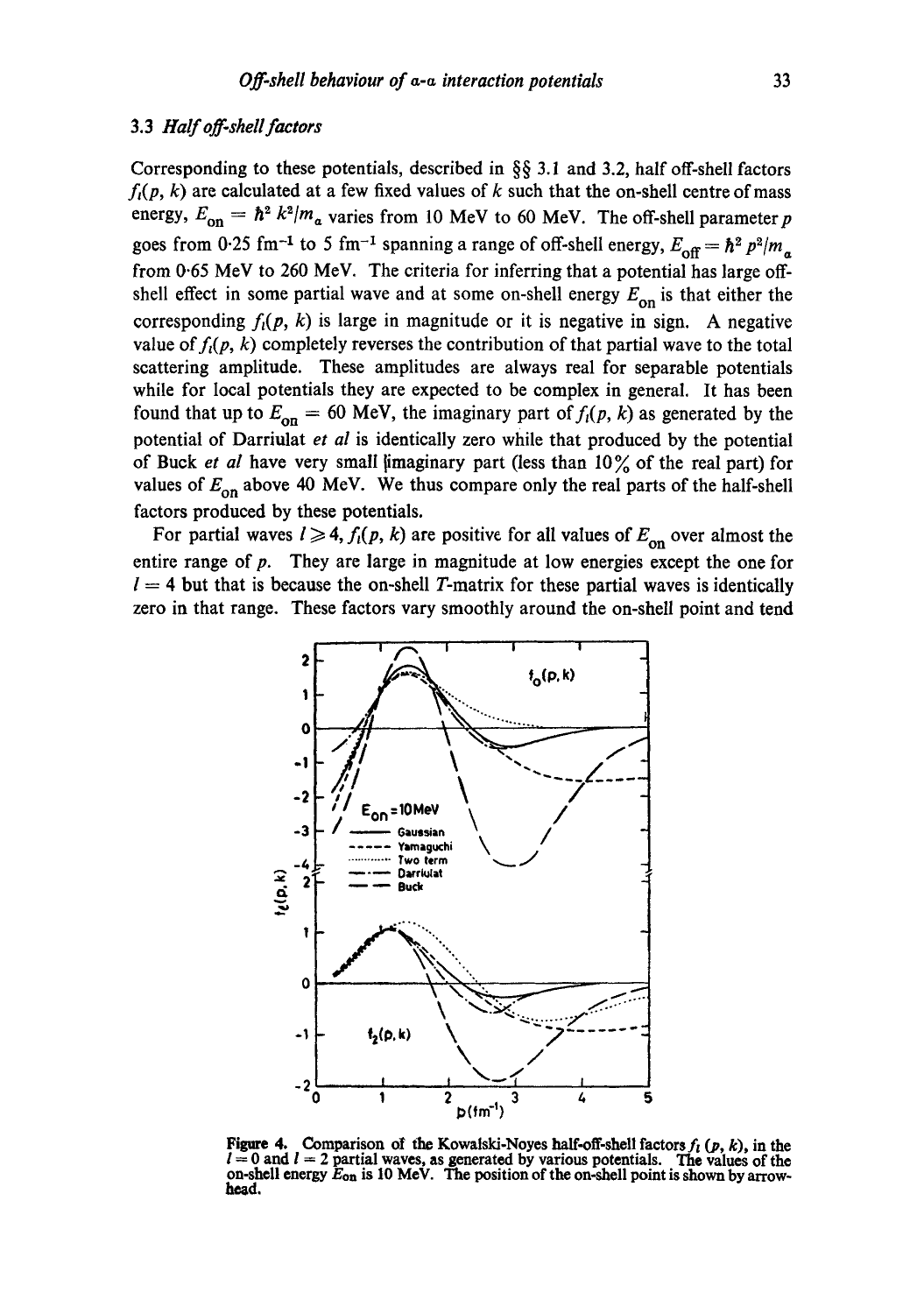### 3.3 *Half off-shell factors*

Corresponding to these potentials, described in §§ 3.1 and 3.2, half off-shell factors $f_l(p, k)$ are calculated at a few fixed values of $k$ such that the on-shell centre of mass energy, $E_{on} = \hbar^2 k^2/m_\alpha$ varies from 10 MeV to 60 MeV. The off-shell parameter $p$ goes from 0·25 fm$^{-1}$ to 5 fm$^{-1}$ spanning a range of off-shell energy, $E_{off} = \hbar^2 p^2/m_\alpha$ from 0·65 MeV to 260 MeV. The criteria for inferring that a potential has large off-shell effect in some partial wave and at some on-shell energy $E_{on}$ is that either the corresponding $f_l(p, k)$ is large in magnitude or it is negative in sign. A negative value of $f_l(p, k)$ completely reverses the contribution of that partial wave to the total scattering amplitude. These amplitudes are always real for separable potentials while for local potentials they are expected to be complex in general. It has been found that up to $E_{on} = 60$ MeV, the imaginary part of $f_l(p, k)$ as generated by the potential of Darriulat *et al* is identically zero while that produced by the potential of Buck *et al* have very small imaginary part (less than 10% of the real part) for values of $E_{on}$ above 40 MeV. We thus compare only the real parts of the half-shell factors produced by these potentials.

For partial waves $l \geq 4$, $f_l(p, k)$ are positive for all values of $E_{on}$ over almost the entire range of $p$. They are large in magnitude at low energies except the one for $l = 4$ but that is because the on-shell $T$-matrix for these partial waves is identically zero in that range. These factors vary smoothly around the on-shell point and tend

**Figure 4.** Comparison of the Kowalski-Noyes half-off-shell factors $f_l(p, k)$, in the $l = 0$ and $l = 2$ partial waves, as generated by various potentials. The values of the on-shell energy $E_{on}$ is 10 MeV. The position of the on-shell point is shown by arrow-head.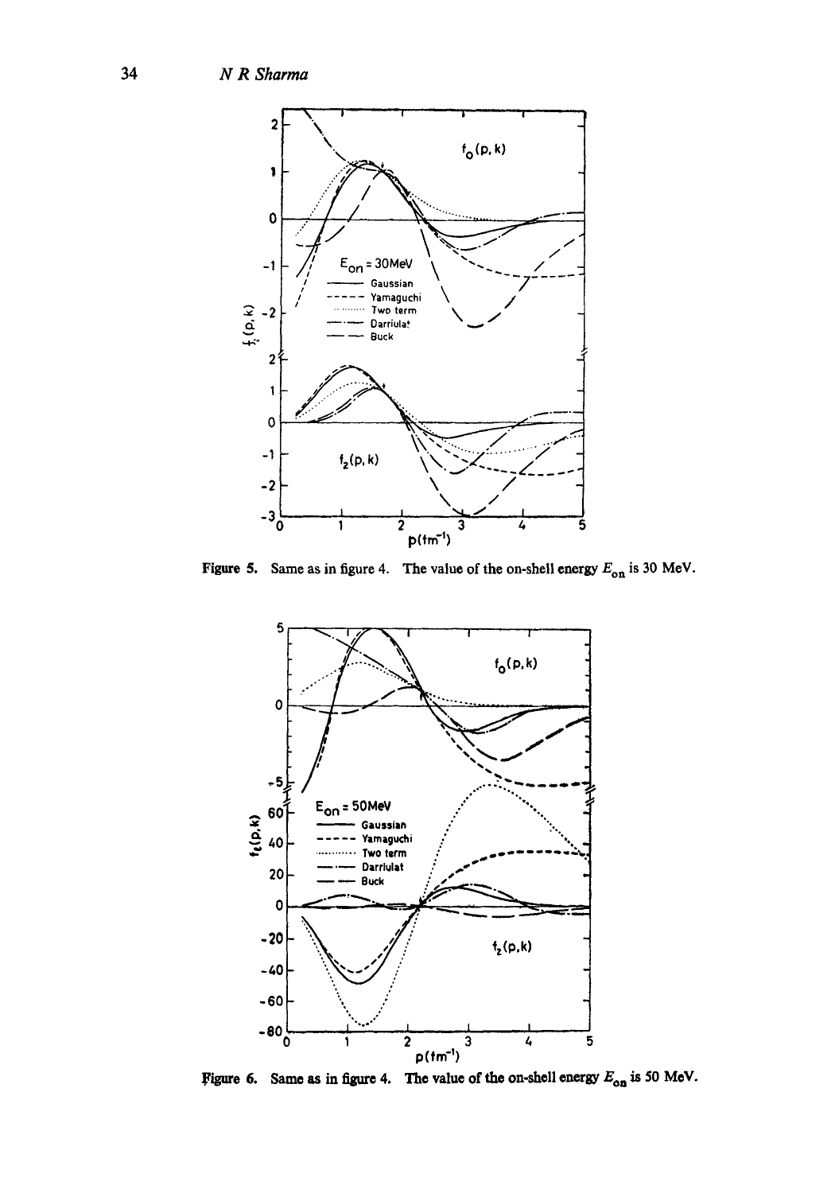Figure 5. Same as in figure 4. The value of the on-shell energy $E_{on}$ is 30 MeV.

Figure 6. Same as in figure 4. The value of the on-shell energy $E_{on}$ is 50 MeV.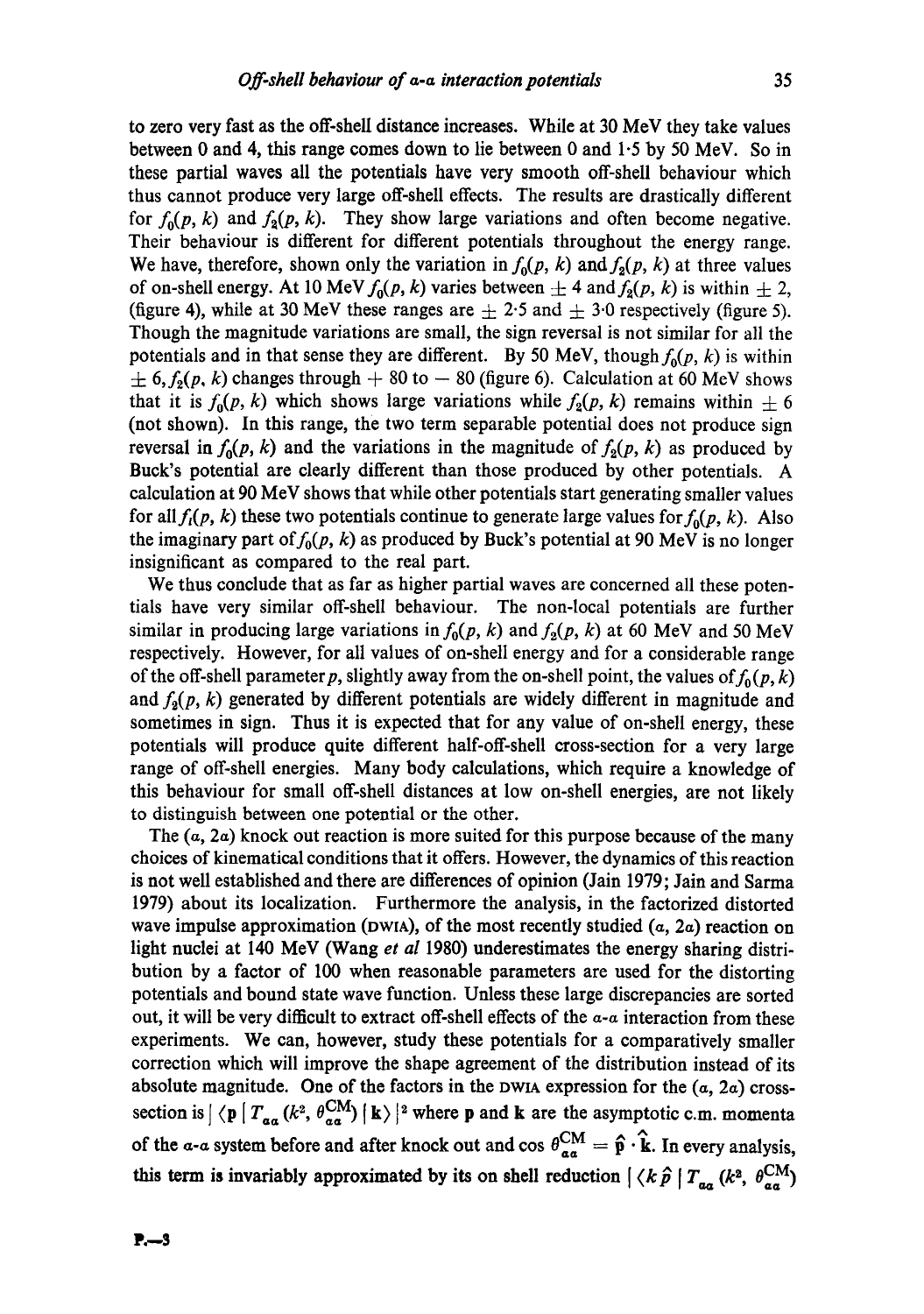to zero very fast as the off-shell distance increases. While at 30 MeV they take values between 0 and 4, this range comes down to lie between 0 and 1·5 by 50 MeV. So in these partial waves all the potentials have very smooth off-shell behaviour which thus cannot produce very large off-shell effects. The results are drastically different for $f_0(p, k)$ and $f_2(p, k)$. They show large variations and often become negative. Their behaviour is different for different potentials throughout the energy range. We have, therefore, shown only the variation in $f_0(p, k)$ and $f_2(p, k)$ at three values of on-shell energy. At 10 MeV $f_0(p, k)$ varies between $\pm$ 4 and $f_2(p, k)$ is within $\pm$ 2, (figure 4), while at 30 MeV these ranges are $\pm$ 2·5 and $\pm$ 3·0 respectively (figure 5). Though the magnitude variations are small, the sign reversal is not similar for all the potentials and in that sense they are different. By 50 MeV, though $f_0(p, k)$ is within $\pm$ 6, $f_2(p, k)$ changes through + 80 to − 80 (figure 6). Calculation at 60 MeV shows that it is $f_0(p, k)$ which shows large variations while $f_2(p, k)$ remains within $\pm$ 6 (not shown). In this range, the two term separable potential does not produce sign reversal in $f_0(p, k)$ and the variations in the magnitude of $f_2(p, k)$ as produced by Buck's potential are clearly different than those produced by other potentials. A calculation at 90 MeV shows that while other potentials start generating smaller values for all $f_l(p, k)$ these two potentials continue to generate large values for $f_0(p, k)$. Also the imaginary part of $f_0(p, k)$ as produced by Buck's potential at 90 MeV is no longer insignificant as compared to the real part.

We thus conclude that as far as higher partial waves are concerned all these potentials have very similar off-shell behaviour. The non-local potentials are further similar in producing large variations in $f_0(p, k)$ and $f_2(p, k)$ at 60 MeV and 50 MeV respectively. However, for all values of on-shell energy and for a considerable range of the off-shell parameter $p$, slightly away from the on-shell point, the values of $f_0(p, k)$ and $f_2(p, k)$ generated by different potentials are widely different in magnitude and sometimes in sign. Thus it is expected that for any value of on-shell energy, these potentials will produce quite different half-off-shell cross-section for a very large range of off-shell energies. Many body calculations, which require a knowledge of this behaviour for small off-shell distances at low on-shell energies, are not likely to distinguish between one potential or the other.

The ($\alpha$, 2$\alpha$) knock out reaction is more suited for this purpose because of the many choices of kinematical conditions that it offers. However, the dynamics of this reaction is not well established and there are differences of opinion (Jain 1979; Jain and Sarma 1979) about its localization. Furthermore the analysis, in the factorized distorted wave impulse approximation (DWIA), of the most recently studied ($\alpha$, 2$\alpha$) reaction on light nuclei at 140 MeV (Wang *et al* 1980) underestimates the energy sharing distribution by a factor of 100 when reasonable parameters are used for the distorting potentials and bound state wave function. Unless these large discrepancies are sorted out, it will be very difficult to extract off-shell effects of the $\alpha$-$\alpha$ interaction from these experiments. We can, however, study these potentials for a comparatively smaller correction which will improve the shape agreement of the distribution instead of its absolute magnitude. One of the factors in the DWIA expression for the ($\alpha$, 2$\alpha$) cross-section is $|\langle \mathbf{p} \,|\, T_{\alpha\alpha}(k^2, \theta^{\mathrm{CM}}_{\alpha\alpha}) \,|\, \mathbf{k}\rangle|^2$ where $\mathbf{p}$ and $\mathbf{k}$ are the asymptotic c.m. momenta of the $\alpha$-$\alpha$ system before and after knock out and $\cos\theta^{\mathrm{CM}}_{\alpha\alpha} = \hat{\mathbf{p}} \cdot \hat{\mathbf{k}}$. In every analysis, this term is invariably approximated by its on shell reduction $|\langle k\hat{p} \,|\, T_{\alpha\alpha}(k^2, \theta^{\mathrm{CM}}_{\alpha\alpha})$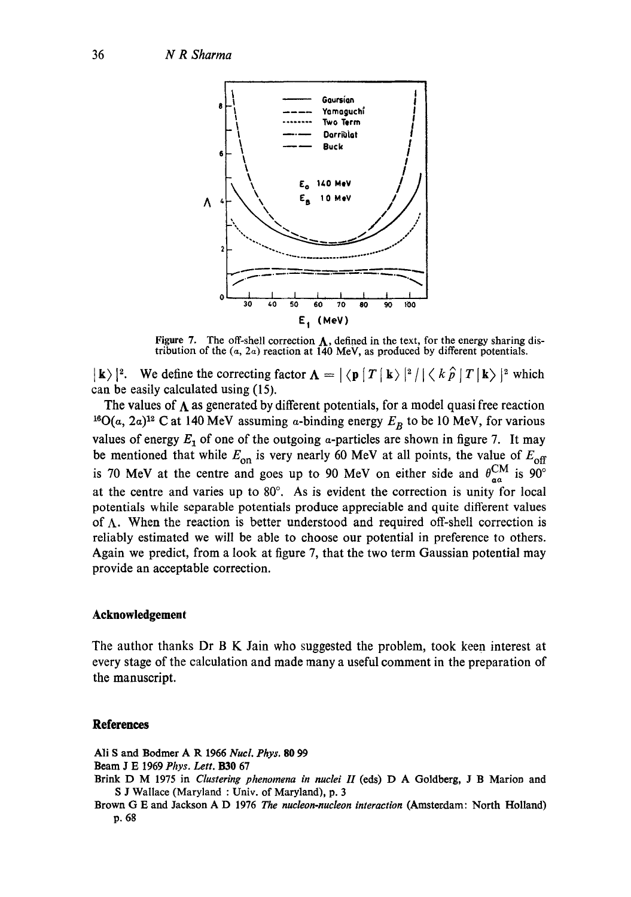Figure 7. The off-shell correction $\Lambda$, defined in the text, for the energy sharing distribution of the $(\alpha, 2\alpha)$ reaction at 140 MeV, as produced by different potentials.

$|\mathbf{k}\rangle|^2$. We define the correcting factor $\Lambda = |\langle \mathbf{p} | T | \mathbf{k}\rangle|^2 / |\langle k\hat{p} | T | \mathbf{k}\rangle|^2$ which can be easily calculated using (15).

The values of $\Lambda$ as generated by different potentials, for a model quasi free reaction $^{16}O(\alpha, 2\alpha)^{12}C$ at 140 MeV assuming $\alpha$-binding energy $E_B$ to be 10 MeV, for various values of energy $E_1$ of one of the outgoing $\alpha$-particles are shown in figure 7. It may be mentioned that while $E_{on}$ is very nearly 60 MeV at all points, the value of $E_{off}$ is 70 MeV at the centre and goes up to 90 MeV on either side and $\theta_{\alpha\alpha}^{CM}$ is 90° at the centre and varies up to 80°. As is evident the correction is unity for local potentials while separable potentials produce appreciable and quite different values of $\Lambda$. When the reaction is better understood and required off-shell correction is reliably estimated we will be able to choose our potential in preference to others. Again we predict, from a look at figure 7, that the two term Gaussian potential may provide an acceptable correction.

## Acknowledgement

The author thanks Dr B K Jain who suggested the problem, took keen interest at every stage of the calculation and made many a useful comment in the preparation of the manuscript.

## References

Ali S and Bodmer A R 1966 *Nucl. Phys.* **80** 99

Beam J E 1969 *Phys. Lett.* **B30** 67

Brink D M 1975 in *Clustering phenomena in nuclei II* (eds) D A Goldberg, J B Marion and S J Wallace (Maryland : Univ. of Maryland), p. 3

Brown G E and Jackson A D 1976 *The nucleon-nucleon interaction* (Amsterdam: North Holland) p. 68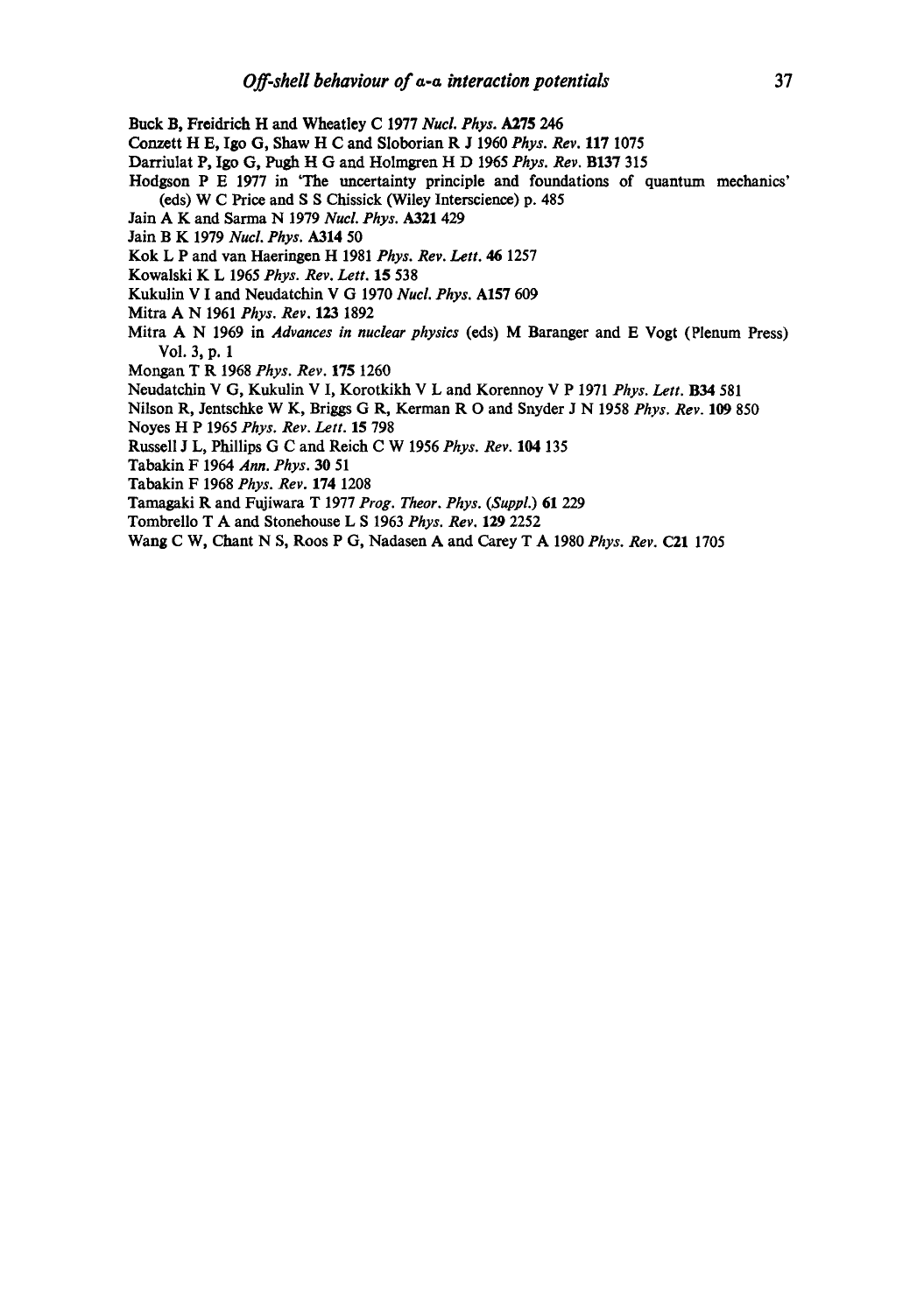Buck B, Freidrich H and Wheatley C 1977 *Nucl. Phys.* **A275** 246

Conzett H E, Igo G, Shaw H C and Sloborian R J 1960 *Phys. Rev.* **117** 1075

Darriulat P, Igo G, Pugh H G and Holmgren H D 1965 *Phys. Rev.* **B137** 315

Hodgson P E 1977 in 'The uncertainty principle and foundations of quantum mechanics' (eds) W C Price and S S Chissick (Wiley Interscience) p. 485

Jain A K and Sarma N 1979 *Nucl. Phys.* **A321** 429

Jain B K 1979 *Nucl. Phys.* **A314** 50

Kok L P and van Haeringen H 1981 *Phys. Rev. Lett.* **46** 1257

Kowalski K L 1965 *Phys. Rev. Lett.* **15** 538

Kukulin V I and Neudatchin V G 1970 *Nucl. Phys.* **A157** 609

Mitra A N 1961 *Phys. Rev.* **123** 1892

Mitra A N 1969 in *Advances in nuclear physics* (eds) M Baranger and E Vogt (Plenum Press) Vol. 3, p. 1

Mongan T R 1968 *Phys. Rev.* **175** 1260

Neudatchin V G, Kukulin V I, Korotkikh V L and Korennoy V P 1971 *Phys. Lett.* **B34** 581

Nilson R, Jentschke W K, Briggs G R, Kerman R O and Snyder J N 1958 *Phys. Rev.* **109** 850

Noyes H P 1965 *Phys. Rev. Lett.* **15** 798

Russell J L, Phillips G C and Reich C W 1956 *Phys. Rev.* **104** 135

Tabakin F 1964 *Ann. Phys.* **30** 51

Tabakin F 1968 *Phys. Rev.* **174** 1208

Tamagaki R and Fujiwara T 1977 *Prog. Theor. Phys. (Suppl.)* **61** 229

Tombrello T A and Stonehouse L S 1963 *Phys. Rev.* **129** 2252

Wang C W, Chant N S, Roos P G, Nadasen A and Carey T A 1980 *Phys. Rev.* **C21** 1705